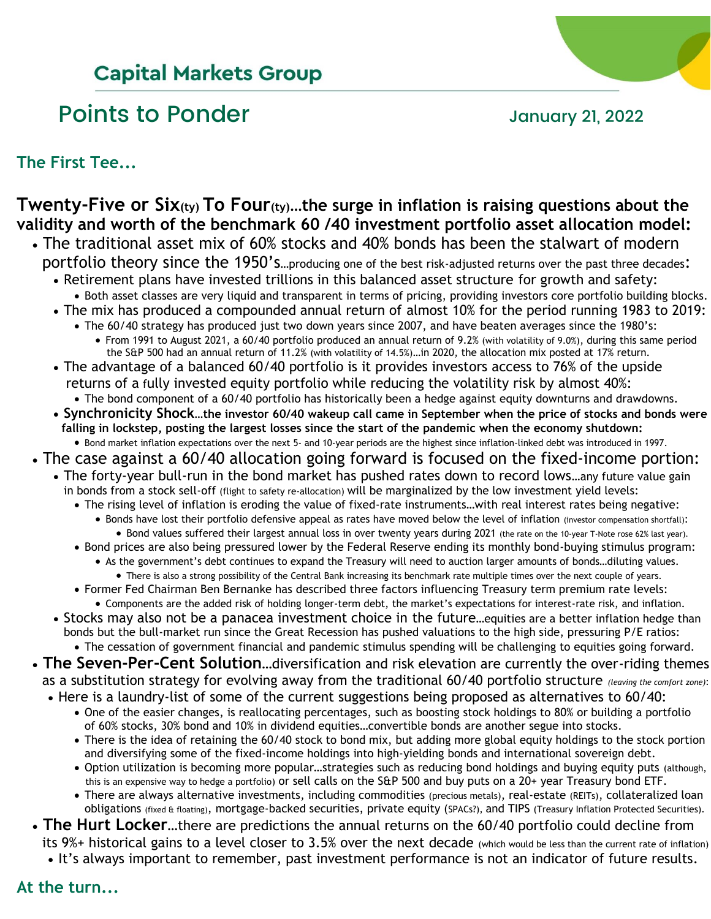## Capital Markets Group

# Points to Ponder

January 21, 2022

### The First Tee...

**Twenty-Five or Six(ty) To Four(ty)…the surge in inflation is raising questions about the validity and worth of the benchmark 60 /40 investment portfolio asset allocation model:**

- The traditional asset mix of 60% stocks and 40% bonds has been the stalwart of modern portfolio theory since the 1950's…producing one of the best risk-adjusted returns over the past three decades:
  - Retirement plans have invested trillions in this balanced asset structure for growth and safety:
    - Both asset classes are very liquid and transparent in terms of pricing, providing investors core portfolio building blocks.
  - The mix has produced a compounded annual return of almost 10% for the period running 1983 to 2019:
    - The 60/40 strategy has produced just two down years since 2007, and have beaten averages since the 1980's:
      - From 1991 to August 2021, a 60/40 portfolio produced an annual return of 9.2% (with volatility of 9.0%), during this same period the S&P 500 had an annual return of 11.2% (with volatility of 14.5%)…in 2020, the allocation mix posted at 17% return.
  - The advantage of a balanced 60/40 portfolio is it provides investors access to 76% of the upside returns of a fully invested equity portfolio while reducing the volatility risk by almost 40%:
    - The bond component of a 60/40 portfolio has historically been a hedge against equity downturns and drawdowns.
  - **Synchronicity Shock…the investor 60/40 wakeup call came in September when the price of stocks and bonds were falling in lockstep, posting the largest losses since the start of the pandemic when the economy shutdown:**
    - Bond market inflation expectations over the next 5- and 10-year periods are the highest since inflation-linked debt was introduced in 1997.
- The case against a 60/40 allocation going forward is focused on the fixed-income portion:
  - The forty-year bull-run in the bond market has pushed rates down to record lows…any future value gain in bonds from a stock sell-off (flight to safety re-allocation) will be marginalized by the low investment yield levels:
    - The rising level of inflation is eroding the value of fixed-rate instruments…with real interest rates being negative:
      - Bonds have lost their portfolio defensive appeal as rates have moved below the level of inflation (investor compensation shortfall):
        - Bond values suffered their largest annual loss in over twenty years during 2021 (the rate on the 10-year T-Note rose 62% last year).
    - Bond prices are also being pressured lower by the Federal Reserve ending its monthly bond-buying stimulus program:
      - As the government's debt continues to expand the Treasury will need to auction larger amounts of bonds…diluting values.
        - There is also a strong possibility of the Central Bank increasing its benchmark rate multiple times over the next couple of years.
    - Former Fed Chairman Ben Bernanke has described three factors influencing Treasury term premium rate levels:
      - Components are the added risk of holding longer-term debt, the market's expectations for interest-rate risk, and inflation.
  - Stocks may also not be a panacea investment choice in the future…equities are a better inflation hedge than bonds but the bull-market run since the Great Recession has pushed valuations to the high side, pressuring P/E ratios:
    - The cessation of government financial and pandemic stimulus spending will be challenging to equities going forward.
- **The Seven-Per-Cent Solution**…diversification and risk elevation are currently the over-riding themes as a substitution strategy for evolving away from the traditional 60/40 portfolio structure *(leaving the comfort zone)*:
  - Here is a laundry-list of some of the current suggestions being proposed as alternatives to 60/40:
    - One of the easier changes, is reallocating percentages, such as boosting stock holdings to 80% or building a portfolio of 60% stocks, 30% bond and 10% in dividend equities…convertible bonds are another segue into stocks.
    - There is the idea of retaining the 60/40 stock to bond mix, but adding more global equity holdings to the stock portion and diversifying some of the fixed-income holdings into high-yielding bonds and international sovereign debt.
    - Option utilization is becoming more popular…strategies such as reducing bond holdings and buying equity puts (although, this is an expensive way to hedge a portfolio) or sell calls on the S&P 500 and buy puts on a 20+ year Treasury bond ETF.
    - There are always alternative investments, including commodities (precious metals), real-estate (REITs), collateralized loan obligations (fixed & floating), mortgage-backed securities, private equity (SPACs?), and TIPS (Treasury Inflation Protected Securities).
- **The Hurt Locker**…there are predictions the annual returns on the 60/40 portfolio could decline from its 9%+ historical gains to a level closer to 3.5% over the next decade (which would be less than the current rate of inflation)
  - It's always important to remember, past investment performance is not an indicator of future results.

### At the turn...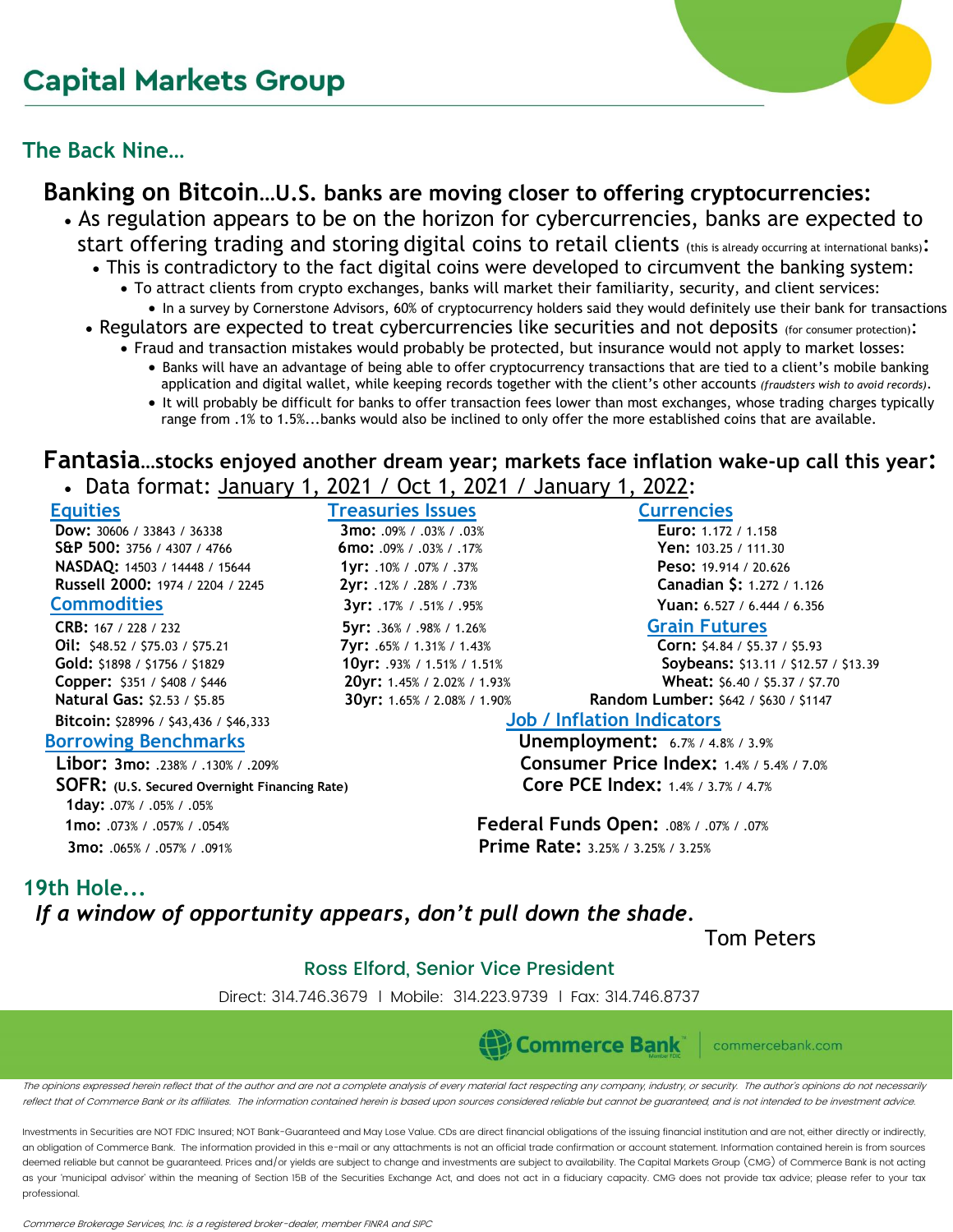# Capital Markets Group

## The Back Nine…

### Banking on Bitcoin…U.S. banks are moving closer to offering cryptocurrencies:

- As regulation appears to be on the horizon for cybercurrencies, banks are expected to start offering trading and storing digital coins to retail clients (this is already occurring at international banks):
  - This is contradictory to the fact digital coins were developed to circumvent the banking system:
    - To attract clients from crypto exchanges, banks will market their familiarity, security, and client services:
      - In a survey by Cornerstone Advisors, 60% of cryptocurrency holders said they would definitely use their bank for transactions
  - Regulators are expected to treat cybercurrencies like securities and not deposits (for consumer protection):
    - Fraud and transaction mistakes would probably be protected, but insurance would not apply to market losses:
      - Banks will have an advantage of being able to offer cryptocurrency transactions that are tied to a client's mobile banking application and digital wallet, while keeping records together with the client's other accounts *(fraudsters wish to avoid records)*.
      - It will probably be difficult for banks to offer transaction fees lower than most exchanges, whose trading charges typically range from .1% to 1.5%...banks would also be inclined to only offer the more established coins that are available.

### Fantasia…stocks enjoyed another dream year; markets face inflation wake-up call this year:

- Data format: January 1, 2021 / Oct 1, 2021 / January 1, 2022:

**Equities**

**Dow:** 30606 / 33843 / 36338
**S&P 500:** 3756 / 4307 / 4766
**NASDAQ:** 14503 / 14448 / 15644
**Russell 2000:** 1974 / 2204 / 2245

**Commodities**

**CRB:** 167 / 228 / 232
**Oil:** $48.52 / $75.03 / $75.21
**Gold:** $1898 / $1756 / $1829
**Copper:** $351 / $408 / $446
**Natural Gas:** $2.53 / $5.85
**Bitcoin:** $28996 / $43,436 / $46,333

**Treasuries Issues**

**3mo:** .09% / .03% / .03%
**6mo:** .09% / .03% / .17%
**1yr:** .10% / .07% / .37%
**2yr:** .12% / .28% / .73%
**3yr:** .17% / .51% / .95%
**5yr:** .36% / .98% / 1.26%
**7yr:** .65% / 1.31% / 1.43%
**10yr:** .93% / 1.51% / 1.51%
**20yr:** 1.45% / 2.02% / 1.93%
**30yr:** 1.65% / 2.08% / 1.90%

**Currencies**

**Euro:** 1.172 / 1.158
**Yen:** 103.25 / 111.30
**Peso:** 19.914 / 20.626
**Canadian $:** 1.272 / 1.126
**Yuan:** 6.527 / 6.444 / 6.356

**Grain Futures**

**Corn:** $4.84 / $5.37 / $5.93
**Soybeans:** $13.11 / $12.57 / $13.39
**Wheat:** $6.40 / $5.37 / $7.70
**Random Lumber:** $642 / $630 / $1147

**Borrowing Benchmarks**

**Libor: 3mo:** .238% / .130% / .209%
**SOFR: (U.S. Secured Overnight Financing Rate)**
**1day:** .07% / .05% / .05%
**1mo:** .073% / .057% / .054%
**3mo:** .065% / .057% / .091%

**Job / Inflation Indicators**

**Unemployment:** 6.7% / 4.8% / 3.9%
**Consumer Price Index:** 1.4% / 5.4% / 7.0%
**Core PCE Index:** 1.4% / 3.7% / 4.7%

**Federal Funds Open:** .08% / .07% / .07%
**Prime Rate:** 3.25% / 3.25% / 3.25%

## 19th Hole...

***If a window of opportunity appears, don't pull down the shade.***

Tom Peters

Ross Elford, Senior Vice President

Direct: 314.746.3679 | Mobile: 314.223.9739 | Fax: 314.746.8737

Commerce Bank | commercebank.com

*The opinions expressed herein reflect that of the author and are not a complete analysis of every material fact respecting any company, industry, or security. The author's opinions do not necessarily reflect that of Commerce Bank or its affiliates. The information contained herein is based upon sources considered reliable but cannot be guaranteed, and is not intended to be investment advice.*

Investments in Securities are NOT FDIC Insured; NOT Bank-Guaranteed and May Lose Value. CDs are direct financial obligations of the issuing financial institution and are not, either directly or indirectly, an obligation of Commerce Bank. The information provided in this e-mail or any attachments is not an official trade confirmation or account statement. Information contained herein is from sources deemed reliable but cannot be guaranteed. Prices and/or yields are subject to change and investments are subject to availability. The Capital Markets Group (CMG) of Commerce Bank is not acting as your 'municipal advisor' within the meaning of Section 15B of the Securities Exchange Act, and does not act in a fiduciary capacity. CMG does not provide tax advice; please refer to your tax professional.

*Commerce Brokerage Services, Inc. is a registered broker-dealer, member FINRA and SIPC*